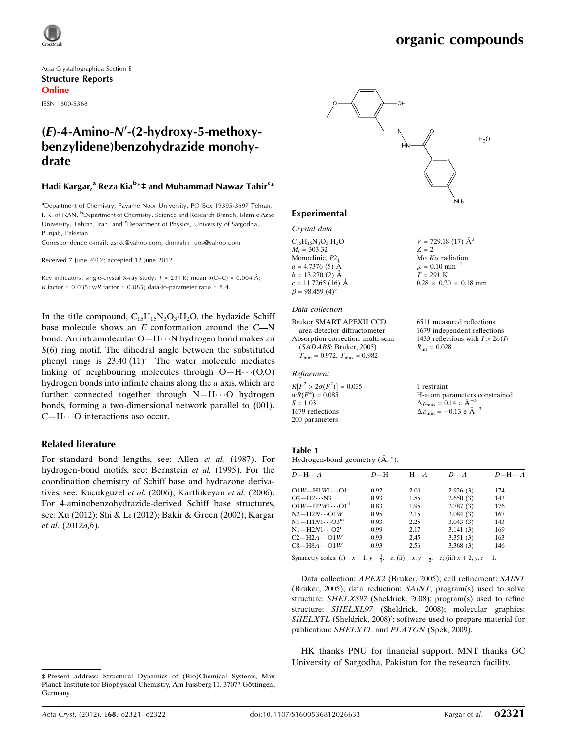Acta Crystallographica Section E

**Structure Reports Online**

ISSN 1600-5368

# (*E*)-4-Amino-*N*′-(2-hydroxy-5-methoxybenzylidene)benzohydrazide monohydrate

**Hadi Kargar,[a] Reza Kia[b]*‡ and Muhammad Nawaz Tahir[c]***

[a]Department of Chemistry, Payame Noor University, PO Box 19395-3697 Tehran, I. R. of IRAN, [b]Department of Chemistry, Science and Research Branch, Islamic Azad University, Tehran, Iran, and [c]Department of Physics, University of Sargodha, Punjab, Pakistan

Correspondence e-mail: zsrkk@yahoo.com, dmntahir_uos@yahoo.com

Received 7 June 2012; accepted 12 June 2012

Key indicators: single-crystal X-ray study; *T* = 291 K; mean σ(C–C) = 0.004 Å; *R* factor = 0.035; *wR* factor = 0.085; data-to-parameter ratio = 8.4.

In the title compound, $C_{15}H_{15}N_3O_3 \cdot H_2O$, the hydazide Schiff base molecule shows an *E* conformation around the C=N bond. An intramolecular O—H⋯N hydrogen bond makes an *S*(6) ring motif. The dihedral angle between the substituted phenyl rings is 23.40 (11)°. The water molecule mediates linking of neighbouring molecules through O—H⋯(O,O) hydrogen bonds into infinite chains along the *a* axis, which are further connected together through N—H⋯O hydrogen bonds, forming a two-dimensional network parallel to (001). C—H⋯O interactions aso occur.

## Related literature

For standard bond lengths, see: Allen *et al.* (1987). For hydrogen-bond motifs, see: Bernstein *et al.* (1995). For the coordination chemistry of Schiff base and hydrazone derivatives, see: Kucukguzel *et al.* (2006); Karthikeyan *et al.* (2006). For 4-aminobenzohydrazide-derived Schiff base structures, see: Xu (2012); Shi & Li (2012); Bakir & Green (2002); Kargar *et al.* (2012*a*,*b*).

## Experimental

### Crystal data

$C_{15}H_{15}N_3O_3 \cdot H_2O$
$M_r$ = 303.32
Monoclinic, $P2_1$
*a* = 4.7376 (5) Å
*b* = 13.270 (2) Å
*c* = 11.7265 (16) Å
β = 98.459 (4)°
*V* = 729.18 (17) Å$^3$
*Z* = 2
Mo *K*α radiation
μ = 0.10 mm$^{-1}$
*T* = 291 K
0.28 × 0.20 × 0.18 mm

### Data collection

Bruker SMART APEXII CCD area-detector diffractometer
Absorption correction: multi-scan (*SADABS*; Bruker, 2005)
$T_{min}$ = 0.972, $T_{max}$ = 0.982
6511 measured reflections
1679 independent reflections
1433 reflections with $I > 2\sigma(I)$
$R_{int}$ = 0.028

### Refinement

$R[F^2 > 2\sigma(F^2)]$ = 0.035
$wR(F^2)$ = 0.085
*S* = 1.03
1679 reflections
200 parameters
1 restraint
H-atom parameters constrained
$\Delta\rho_{max}$ = 0.14 e Å$^{-3}$
$\Delta\rho_{min}$ = −0.13 e Å$^{-3}$

**Table 1**
Hydrogen-bond geometry (Å, °).

| *D*—H⋯*A* | *D*—H | H⋯*A* | *D*⋯*A* | *D*—H⋯*A* |
|---|---|---|---|---|
| O1*W*—H1*W*1⋯O1[i] | 0.92 | 2.00 | 2.926 (3) | 174 |
| O2—H2⋯N3 | 0.93 | 1.85 | 2.650 (3) | 143 |
| O1*W*—H2*W*1⋯O1[ii] | 0.83 | 1.95 | 2.787 (3) | 176 |
| N2—H2*N*⋯O1*W* | 0.95 | 2.15 | 3.084 (3) | 167 |
| N1—H1*N*1⋯O3[iii] | 0.93 | 2.25 | 3.043 (3) | 143 |
| N1—H2*N*1⋯O2[i] | 0.99 | 2.17 | 3.141 (3) | 169 |
| C2—H2*A*⋯O1*W* | 0.93 | 2.45 | 3.351 (3) | 163 |
| C8—H8*A*⋯O1*W* | 0.93 | 2.56 | 3.368 (3) | 146 |

Symmetry codes: (i) $-x+1, y-\frac{1}{2}, -z$; (ii) $-x, y-\frac{1}{2}, -z$; (iii) $x+2, y, z-1$.

Data collection: *APEX2* (Bruker, 2005); cell refinement: *SAINT* (Bruker, 2005); data reduction: *SAINT*; program(s) used to solve structure: *SHELXS97* (Sheldrick, 2008); program(s) used to refine structure: *SHELXL97* (Sheldrick, 2008); molecular graphics: *SHELXTL* (Sheldrick, 2008)'; software used to prepare material for publication: *SHELXTL* and *PLATON* (Spek, 2009).

HK thanks PNU for financial support. MNT thanks GC University of Sargodha, Pakistan for the research facility.

‡ Present address: Structural Dynamics of (Bio)Chemical Systems, Max Planck Institute for Biophysical Chemistry, Am Fassberg 11, 37077 Göttingen, Germany.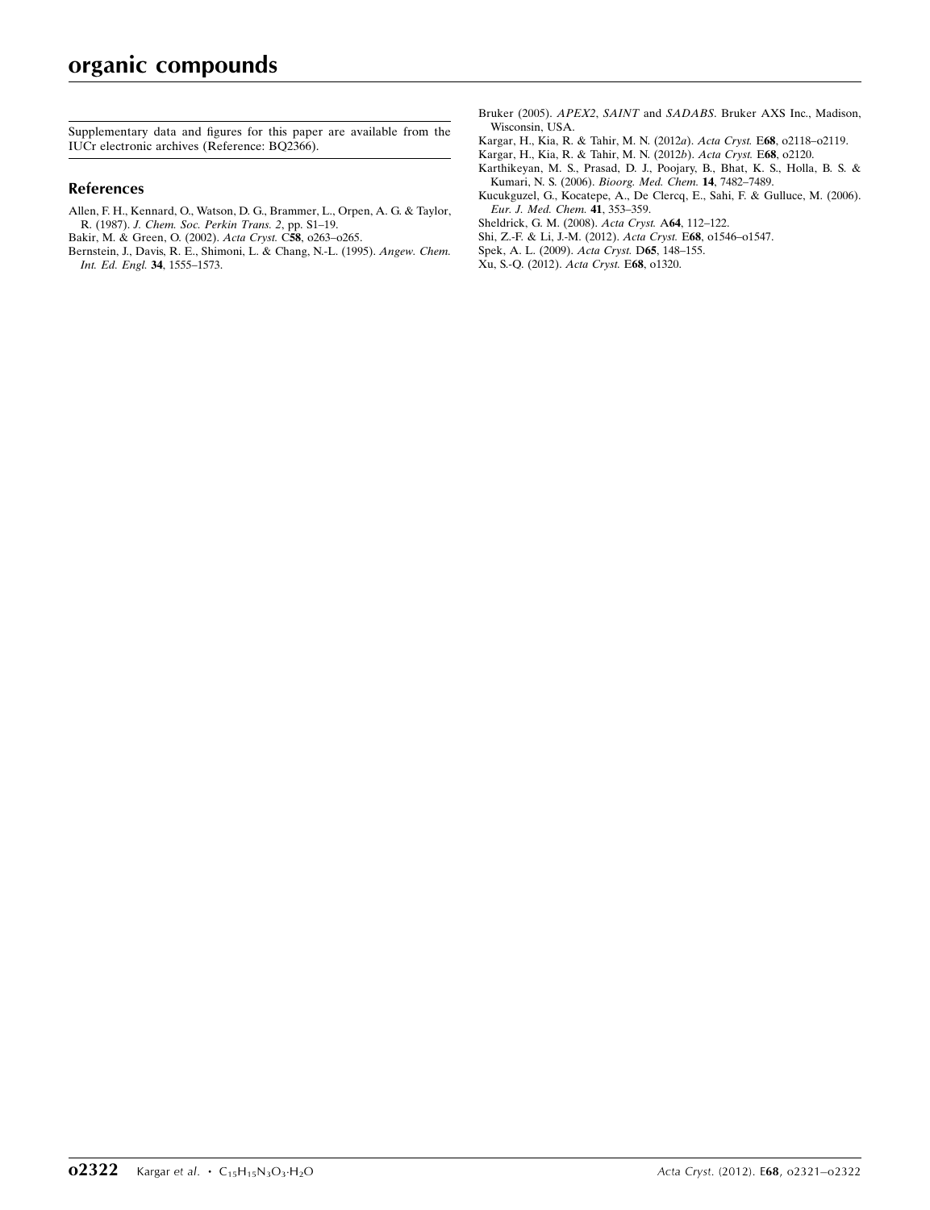Supplementary data and figures for this paper are available from the IUCr electronic archives (Reference: BQ2366).

## References

Allen, F. H., Kennard, O., Watson, D. G., Brammer, L., Orpen, A. G. & Taylor, R. (1987). *J. Chem. Soc. Perkin Trans. 2*, pp. S1–19.

Bakir, M. & Green, O. (2002). *Acta Cryst.* C**58**, o263–o265.

Bernstein, J., Davis, R. E., Shimoni, L. & Chang, N.-L. (1995). *Angew. Chem. Int. Ed. Engl.* **34**, 1555–1573.

Bruker (2005). *APEX2*, *SAINT* and *SADABS*. Bruker AXS Inc., Madison, Wisconsin, USA.

Kargar, H., Kia, R. & Tahir, M. N. (2012*a*). *Acta Cryst.* E**68**, o2118–o2119.

Kargar, H., Kia, R. & Tahir, M. N. (2012*b*). *Acta Cryst.* E**68**, o2120.

Karthikeyan, M. S., Prasad, D. J., Poojary, B., Bhat, K. S., Holla, B. S. & Kumari, N. S. (2006). *Bioorg. Med. Chem.* **14**, 7482–7489.

Kucukguzel, G., Kocatepe, A., De Clercq, E., Sahi, F. & Gulluce, M. (2006). *Eur. J. Med. Chem.* **41**, 353–359.

Sheldrick, G. M. (2008). *Acta Cryst.* A**64**, 112–122.

Shi, Z.-F. & Li, J.-M. (2012). *Acta Cryst.* E**68**, o1546–o1547.

Spek, A. L. (2009). *Acta Cryst.* D**65**, 148–155.

Xu, S.-Q. (2012). *Acta Cryst.* E**68**, o1320.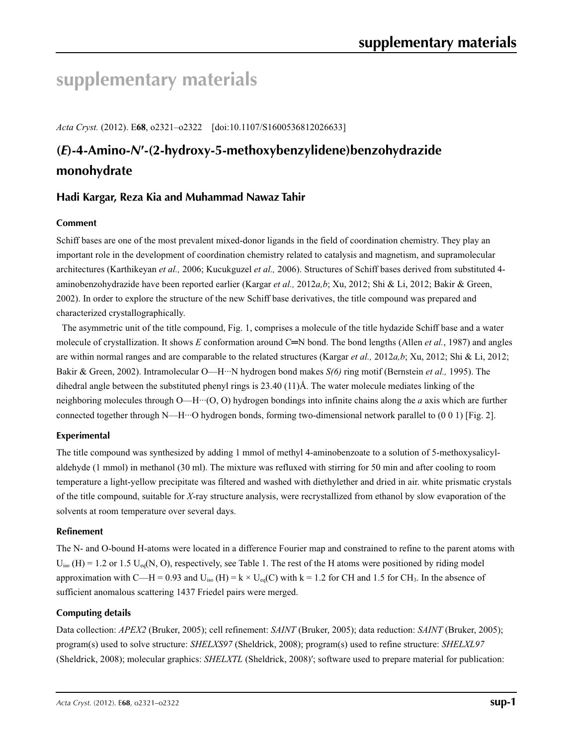# supplementary materials

*Acta Cryst.* (2012). E**68**, o2321–o2322 [doi:10.1107/S1600536812026633]

## (*E*)-4-Amino-*N*′-(2-hydroxy-5-methoxybenzylidene)benzohydrazide monohydrate

### Hadi Kargar, Reza Kia and Muhammad Nawaz Tahir

#### Comment

Schiff bases are one of the most prevalent mixed-donor ligands in the field of coordination chemistry. They play an important role in the development of coordination chemistry related to catalysis and magnetism, and supramolecular architectures (Karthikeyan *et al.,* 2006; Kucukguzel *et al.,* 2006). Structures of Schiff bases derived from substituted 4-aminobenzohydrazide have been reported earlier (Kargar *et al.,* 2012*a,b*; Xu, 2012; Shi & Li, 2012; Bakir & Green, 2002). In order to explore the structure of the new Schiff base derivatives, the title compound was prepared and characterized crystallographically.

The asymmetric unit of the title compound, Fig. 1, comprises a molecule of the title hydazide Schiff base and a water molecule of crystallization. It shows *E* conformation around C═N bond. The bond lengths (Allen *et al.*, 1987) and angles are within normal ranges and are comparable to the related structures (Kargar *et al.,* 2012*a,b*; Xu, 2012; Shi & Li, 2012; Bakir & Green, 2002). Intramolecular O—H···N hydrogen bond makes *S(6)* ring motif (Bernstein *et al.,* 1995). The dihedral angle between the substituted phenyl rings is 23.40 (11)Å. The water molecule mediates linking of the neighboring molecules through O—H···(O, O) hydrogen bondings into infinite chains along the *a* axis which are further connected together through N—H···O hydrogen bonds, forming two-dimensional network parallel to (0 0 1) [Fig. 2].

#### Experimental

The title compound was synthesized by adding 1 mmol of methyl 4-aminobenzoate to a solution of 5-methoxysalicyl-aldehyde (1 mmol) in methanol (30 ml). The mixture was refluxed with stirring for 50 min and after cooling to room temperature a light-yellow precipitate was filtered and washed with diethylether and dried in air. white prismatic crystals of the title compound, suitable for *X*-ray structure analysis, were recrystallized from ethanol by slow evaporation of the solvents at room temperature over several days.

#### Refinement

The N- and O-bound H-atoms were located in a difference Fourier map and constrained to refine to the parent atoms with $U_{iso}$ (H) = 1.2 or 1.5 $U_{eq}$(N, O), respectively, see Table 1. The rest of the H atoms were positioned by riding model approximation with C—H = 0.93 and $U_{iso}$ (H) = k × $U_{eq}$(C) with k = 1.2 for CH and 1.5 for $CH_3$. In the absence of sufficient anomalous scattering 1437 Friedel pairs were merged.

#### Computing details

Data collection: *APEX2* (Bruker, 2005); cell refinement: *SAINT* (Bruker, 2005); data reduction: *SAINT* (Bruker, 2005); program(s) used to solve structure: *SHELXS97* (Sheldrick, 2008); program(s) used to refine structure: *SHELXL97* (Sheldrick, 2008); molecular graphics: *SHELXTL* (Sheldrick, 2008)′; software used to prepare material for publication: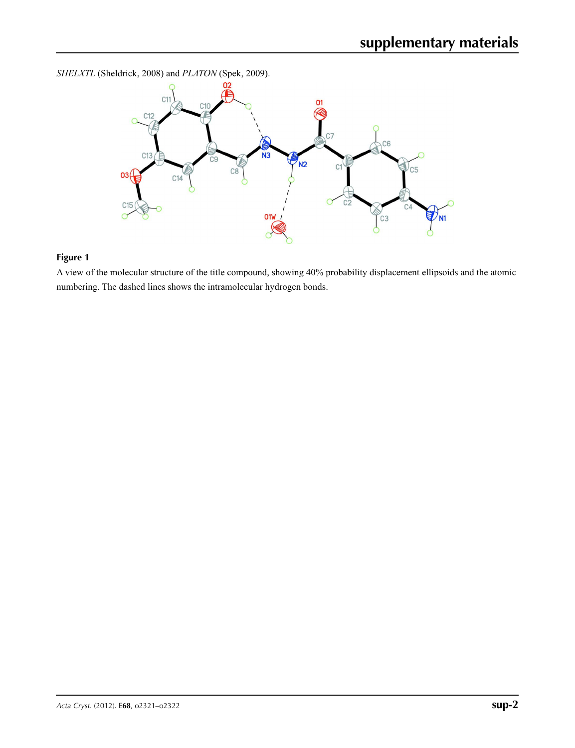*SHELXTL* (Sheldrick, 2008) and *PLATON* (Spek, 2009).

**Figure 1**

A view of the molecular structure of the title compound, showing 40% probability displacement ellipsoids and the atomic numbering. The dashed lines shows the intramolecular hydrogen bonds.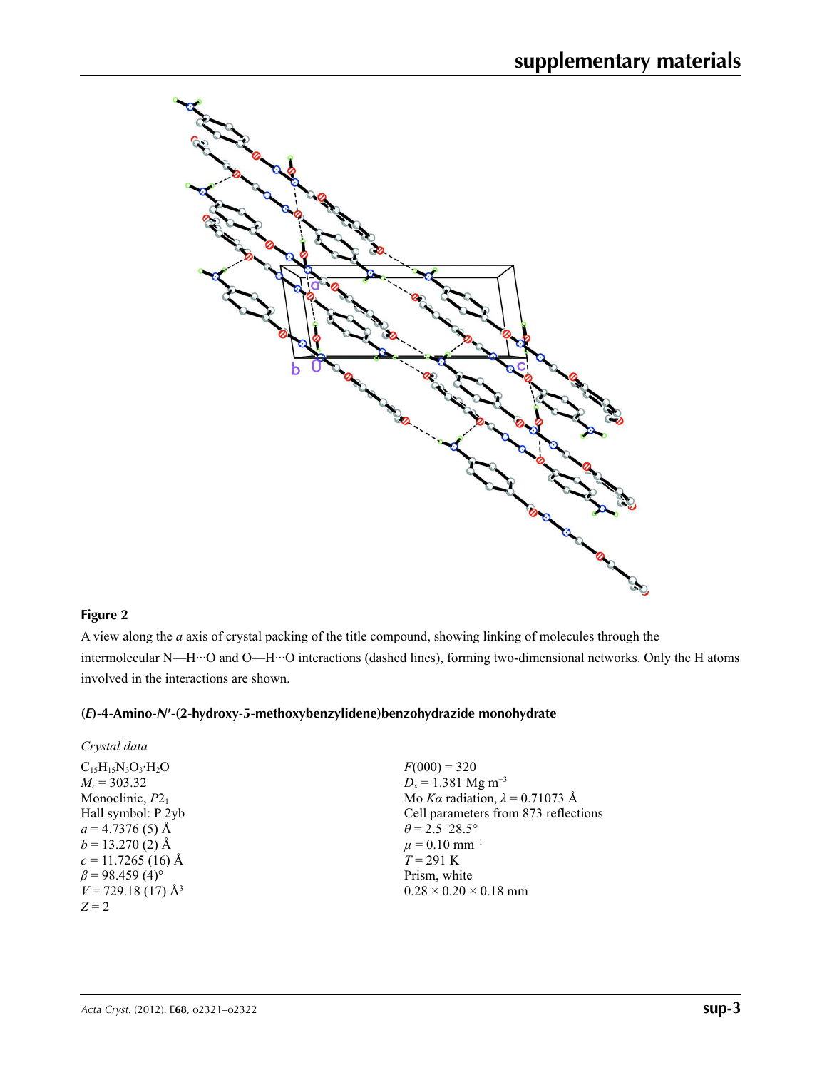**Figure 2**

A view along the *a* axis of crystal packing of the title compound, showing linking of molecules through the intermolecular N—H···O and O—H···O interactions (dashed lines), forming two-dimensional networks. Only the H atoms involved in the interactions are shown.

### (*E*)-4-Amino-*N*′-(2-hydroxy-5-methoxybenzylidene)benzohydrazide monohydrate

*Crystal data*

$C_{15}H_{15}N_3O_3 \cdot H_2O$
$M_r = 303.32$
Monoclinic, $P2_1$
Hall symbol: P 2yb
$a = 4.7376$ (5) Å
$b = 13.270$ (2) Å
$c = 11.7265$ (16) Å
$\beta = 98.459$ (4)°
$V = 729.18$ (17) Å$^3$
$Z = 2$
$F(000) = 320$
$D_x = 1.381$ Mg m$^{-3}$
Mo $K\alpha$ radiation, $\lambda = 0.71073$ Å
Cell parameters from 873 reflections
$\theta = 2.5$–$28.5°$
$\mu = 0.10$ mm$^{-1}$
$T = 291$ K
Prism, white
0.28 × 0.20 × 0.18 mm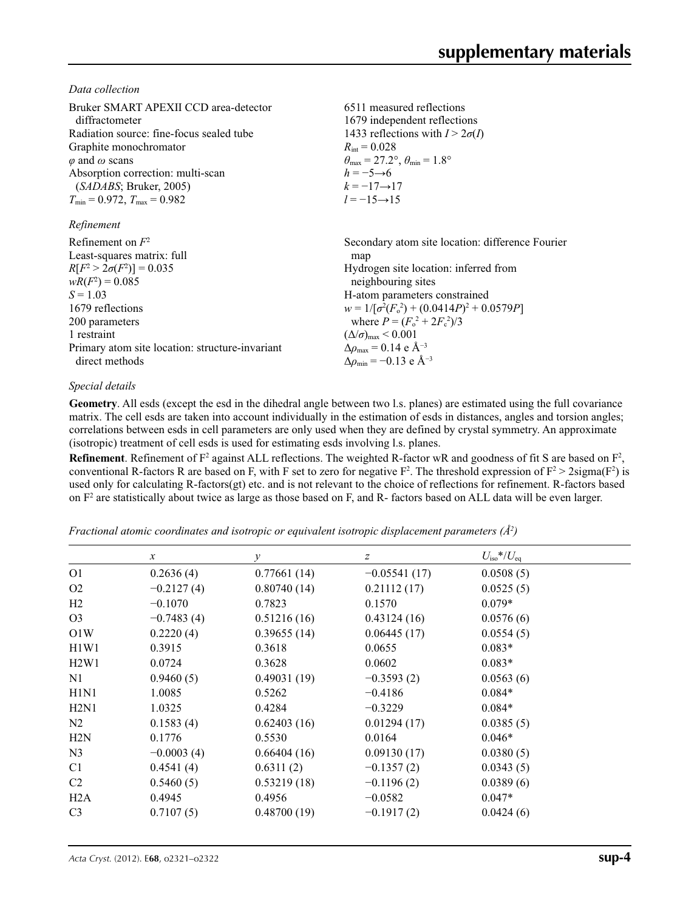*Data collection*

| | |
|---|---|
| Bruker SMART APEXII CCD area-detector diffractometer | 6511 measured reflections |
| Radiation source: fine-focus sealed tube | 1679 independent reflections |
| Graphite monochromator | 1433 reflections with $I > 2\sigma(I)$ |
| $\varphi$ and $\omega$ scans | $R_{int} = 0.028$ |
| Absorption correction: multi-scan (*SADABS*; Bruker, 2005) | $\theta_{max} = 27.2°$, $\theta_{min} = 1.8°$ |
| $T_{min} = 0.972$, $T_{max} = 0.982$ | $h = -5 \rightarrow 6$ |
| | $k = -17 \rightarrow 17$ |
| | $l = -15 \rightarrow 15$ |

*Refinement*

| | |
|---|---|
| Refinement on $F^2$ | Secondary atom site location: difference Fourier map |
| Least-squares matrix: full | Hydrogen site location: inferred from neighbouring sites |
| $R[F^2 > 2\sigma(F^2)] = 0.035$ | H-atom parameters constrained |
| $wR(F^2) = 0.085$ | $w = 1/[\sigma^2(F_o^2) + (0.0414P)^2 + 0.0579P]$ where $P = (F_o^2 + 2F_c^2)/3$ |
| $S = 1.03$ | $(\Delta/\sigma)_{max} < 0.001$ |
| 1679 reflections | $\Delta\rho_{max} = 0.14$ e Å$^{-3}$ |
| 200 parameters | $\Delta\rho_{min} = -0.13$ e Å$^{-3}$ |
| 1 restraint | |
| Primary atom site location: structure-invariant direct methods | |

*Special details*

**Geometry**. All esds (except the esd in the dihedral angle between two l.s. planes) are estimated using the full covariance matrix. The cell esds are taken into account individually in the estimation of esds in distances, angles and torsion angles; correlations between esds in cell parameters are only used when they are defined by crystal symmetry. An approximate (isotropic) treatment of cell esds is used for estimating esds involving l.s. planes.

**Refinement**. Refinement of $F^2$ against ALL reflections. The weighted R-factor wR and goodness of fit S are based on $F^2$, conventional R-factors R are based on F, with F set to zero for negative $F^2$. The threshold expression of $F^2 > 2\text{sigma}(F^2)$ is used only for calculating R-factors(gt) etc. and is not relevant to the choice of reflections for refinement. R-factors based on $F^2$ are statistically about twice as large as those based on F, and R- factors based on ALL data will be even larger.

*Fractional atomic coordinates and isotropic or equivalent isotropic displacement parameters (Å$^2$)*

| | $x$ | $y$ | $z$ | $U_{iso}$\*/$U_{eq}$ |
|---|---|---|---|---|
| O1 | 0.2636 (4) | 0.77661 (14) | −0.05541 (17) | 0.0508 (5) |
| O2 | −0.2127 (4) | 0.80740 (14) | 0.21112 (17) | 0.0525 (5) |
| H2 | −0.1070 | 0.7823 | 0.1570 | 0.079* |
| O3 | −0.7483 (4) | 0.51216 (16) | 0.43124 (16) | 0.0576 (6) |
| O1W | 0.2220 (4) | 0.39655 (14) | 0.06445 (17) | 0.0554 (5) |
| H1W1 | 0.3915 | 0.3618 | 0.0655 | 0.083* |
| H2W1 | 0.0724 | 0.3628 | 0.0602 | 0.083* |
| N1 | 0.9460 (5) | 0.49031 (19) | −0.3593 (2) | 0.0563 (6) |
| H1N1 | 1.0085 | 0.5262 | −0.4186 | 0.084* |
| H2N1 | 1.0325 | 0.4284 | −0.3229 | 0.084* |
| N2 | 0.1583 (4) | 0.62403 (16) | 0.01294 (17) | 0.0385 (5) |
| H2N | 0.1776 | 0.5530 | 0.0164 | 0.046* |
| N3 | −0.0003 (4) | 0.66404 (16) | 0.09130 (17) | 0.0380 (5) |
| C1 | 0.4541 (4) | 0.6311 (2) | −0.1357 (2) | 0.0343 (5) |
| C2 | 0.5460 (5) | 0.53219 (18) | −0.1196 (2) | 0.0389 (6) |
| H2A | 0.4945 | 0.4956 | −0.0582 | 0.047* |
| C3 | 0.7107 (5) | 0.48700 (19) | −0.1917 (2) | 0.0424 (6) |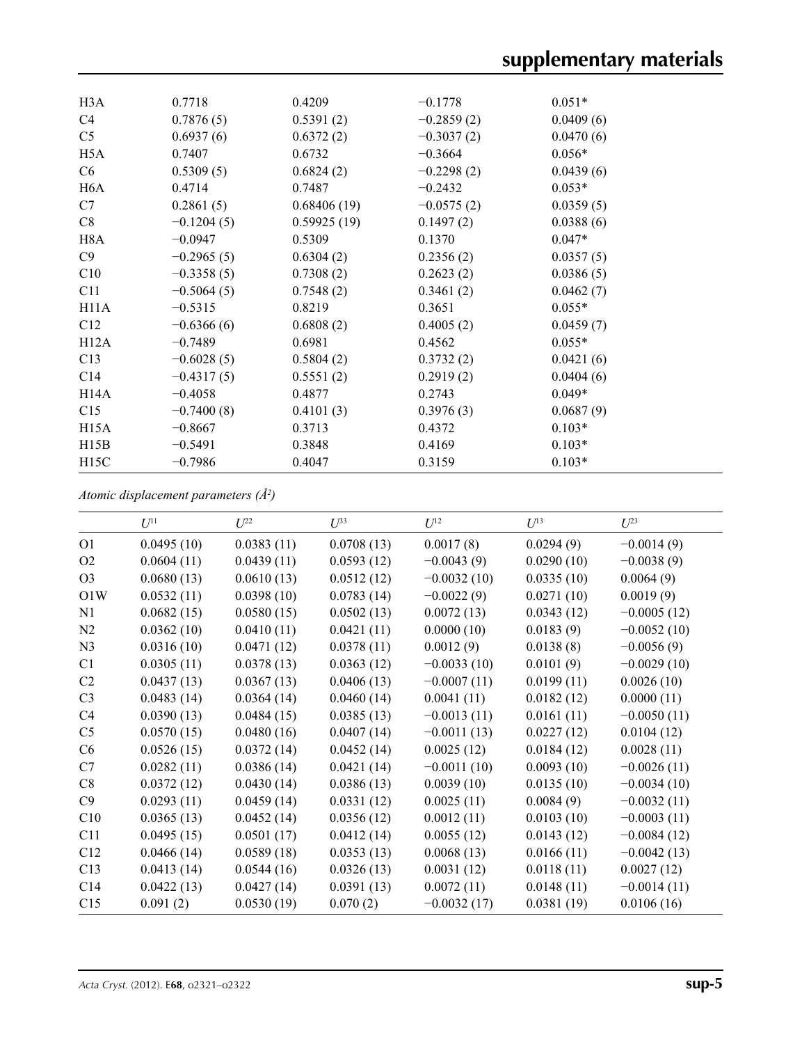| | | | | |
|---|---|---|---|---|
| H3A | 0.7718 | 0.4209 | −0.1778 | 0.051* |
| C4 | 0.7876 (5) | 0.5391 (2) | −0.2859 (2) | 0.0409 (6) |
| C5 | 0.6937 (6) | 0.6372 (2) | −0.3037 (2) | 0.0470 (6) |
| H5A | 0.7407 | 0.6732 | −0.3664 | 0.056* |
| C6 | 0.5309 (5) | 0.6824 (2) | −0.2298 (2) | 0.0439 (6) |
| H6A | 0.4714 | 0.7487 | −0.2432 | 0.053* |
| C7 | 0.2861 (5) | 0.68406 (19) | −0.0575 (2) | 0.0359 (5) |
| C8 | −0.1204 (5) | 0.59925 (19) | 0.1497 (2) | 0.0388 (6) |
| H8A | −0.0947 | 0.5309 | 0.1370 | 0.047* |
| C9 | −0.2965 (5) | 0.6304 (2) | 0.2356 (2) | 0.0357 (5) |
| C10 | −0.3358 (5) | 0.7308 (2) | 0.2623 (2) | 0.0386 (5) |
| C11 | −0.5064 (5) | 0.7548 (2) | 0.3461 (2) | 0.0462 (7) |
| H11A | −0.5315 | 0.8219 | 0.3651 | 0.055* |
| C12 | −0.6366 (6) | 0.6808 (2) | 0.4005 (2) | 0.0459 (7) |
| H12A | −0.7489 | 0.6981 | 0.4562 | 0.055* |
| C13 | −0.6028 (5) | 0.5804 (2) | 0.3732 (2) | 0.0421 (6) |
| C14 | −0.4317 (5) | 0.5551 (2) | 0.2919 (2) | 0.0404 (6) |
| H14A | −0.4058 | 0.4877 | 0.2743 | 0.049* |
| C15 | −0.7400 (8) | 0.4101 (3) | 0.3976 (3) | 0.0687 (9) |
| H15A | −0.8667 | 0.3713 | 0.4372 | 0.103* |
| H15B | −0.5491 | 0.3848 | 0.4169 | 0.103* |
| H15C | −0.7986 | 0.4047 | 0.3159 | 0.103* |

*Atomic displacement parameters (Å²)*

| | $U^{11}$ | $U^{22}$ | $U^{33}$ | $U^{12}$ | $U^{13}$ | $U^{23}$ |
|---|---|---|---|---|---|---|
| O1 | 0.0495 (10) | 0.0383 (11) | 0.0708 (13) | 0.0017 (8) | 0.0294 (9) | −0.0014 (9) |
| O2 | 0.0604 (11) | 0.0439 (11) | 0.0593 (12) | −0.0043 (9) | 0.0290 (10) | −0.0038 (9) |
| O3 | 0.0680 (13) | 0.0610 (13) | 0.0512 (12) | −0.0032 (10) | 0.0335 (10) | 0.0064 (9) |
| O1W | 0.0532 (11) | 0.0398 (10) | 0.0783 (14) | −0.0022 (9) | 0.0271 (10) | 0.0019 (9) |
| N1 | 0.0682 (15) | 0.0580 (15) | 0.0502 (13) | 0.0072 (13) | 0.0343 (12) | −0.0005 (12) |
| N2 | 0.0362 (10) | 0.0410 (11) | 0.0421 (11) | 0.0000 (10) | 0.0183 (9) | −0.0052 (10) |
| N3 | 0.0316 (10) | 0.0471 (12) | 0.0378 (11) | 0.0012 (9) | 0.0138 (8) | −0.0056 (9) |
| C1 | 0.0305 (11) | 0.0378 (13) | 0.0363 (12) | −0.0033 (10) | 0.0101 (9) | −0.0029 (10) |
| C2 | 0.0437 (13) | 0.0367 (13) | 0.0406 (13) | −0.0007 (11) | 0.0199 (11) | 0.0026 (10) |
| C3 | 0.0483 (14) | 0.0364 (14) | 0.0460 (14) | 0.0041 (11) | 0.0182 (12) | 0.0000 (11) |
| C4 | 0.0390 (13) | 0.0484 (15) | 0.0385 (13) | −0.0013 (11) | 0.0161 (11) | −0.0050 (11) |
| C5 | 0.0570 (15) | 0.0480 (16) | 0.0407 (14) | −0.0011 (13) | 0.0227 (12) | 0.0104 (12) |
| C6 | 0.0526 (15) | 0.0372 (14) | 0.0452 (14) | 0.0025 (12) | 0.0184 (12) | 0.0028 (11) |
| C7 | 0.0282 (11) | 0.0386 (14) | 0.0421 (14) | −0.0011 (10) | 0.0093 (10) | −0.0026 (11) |
| C8 | 0.0372 (12) | 0.0430 (14) | 0.0386 (13) | 0.0039 (10) | 0.0135 (10) | −0.0034 (10) |
| C9 | 0.0293 (11) | 0.0459 (14) | 0.0331 (12) | 0.0025 (11) | 0.0084 (9) | −0.0032 (11) |
| C10 | 0.0365 (13) | 0.0452 (14) | 0.0356 (12) | 0.0012 (11) | 0.0103 (10) | −0.0003 (11) |
| C11 | 0.0495 (15) | 0.0501 (17) | 0.0412 (14) | 0.0055 (12) | 0.0143 (12) | −0.0084 (12) |
| C12 | 0.0466 (14) | 0.0589 (18) | 0.0353 (13) | 0.0068 (13) | 0.0166 (11) | −0.0042 (13) |
| C13 | 0.0413 (14) | 0.0544 (16) | 0.0326 (13) | 0.0031 (12) | 0.0118 (11) | 0.0027 (12) |
| C14 | 0.0422 (13) | 0.0427 (14) | 0.0391 (13) | 0.0072 (11) | 0.0148 (11) | −0.0014 (11) |
| C15 | 0.091 (2) | 0.0530 (19) | 0.070 (2) | −0.0032 (17) | 0.0381 (19) | 0.0106 (16) |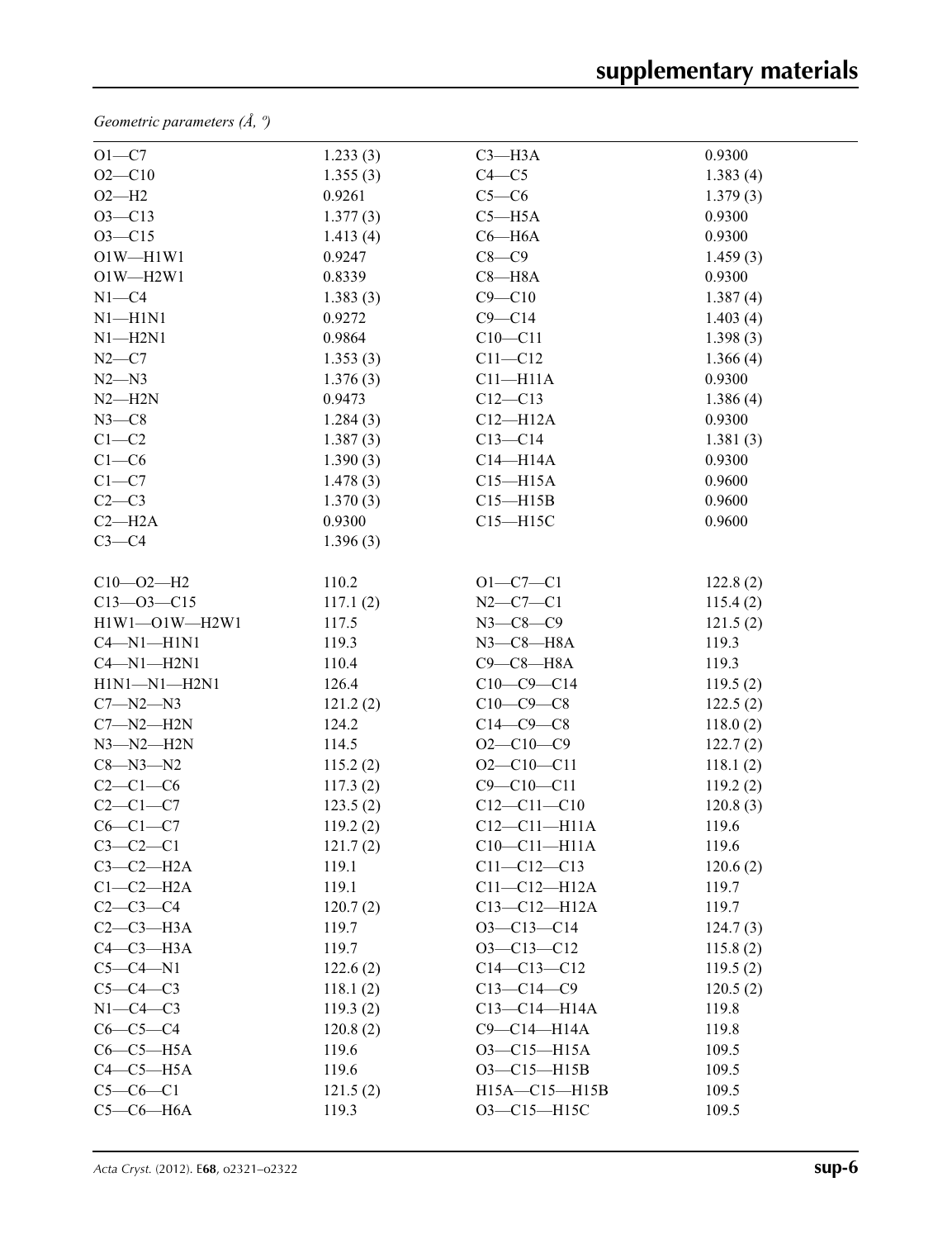*Geometric parameters (Å, º)*

| | | | |
|---|---|---|---|
| O1—C7 | 1.233 (3) | C3—H3A | 0.9300 |
| O2—C10 | 1.355 (3) | C4—C5 | 1.383 (4) |
| O2—H2 | 0.9261 | C5—C6 | 1.379 (3) |
| O3—C13 | 1.377 (3) | C5—H5A | 0.9300 |
| O3—C15 | 1.413 (4) | C6—H6A | 0.9300 |
| O1W—H1W1 | 0.9247 | C8—C9 | 1.459 (3) |
| O1W—H2W1 | 0.8339 | C8—H8A | 0.9300 |
| N1—C4 | 1.383 (3) | C9—C10 | 1.387 (4) |
| N1—H1N1 | 0.9272 | C9—C14 | 1.403 (4) |
| N1—H2N1 | 0.9864 | C10—C11 | 1.398 (3) |
| N2—C7 | 1.353 (3) | C11—C12 | 1.366 (4) |
| N2—N3 | 1.376 (3) | C11—H11A | 0.9300 |
| N2—H2N | 0.9473 | C12—C13 | 1.386 (4) |
| N3—C8 | 1.284 (3) | C12—H12A | 0.9300 |
| C1—C2 | 1.387 (3) | C13—C14 | 1.381 (3) |
| C1—C6 | 1.390 (3) | C14—H14A | 0.9300 |
| C1—C7 | 1.478 (3) | C15—H15A | 0.9600 |
| C2—C3 | 1.370 (3) | C15—H15B | 0.9600 |
| C2—H2A | 0.9300 | C15—H15C | 0.9600 |
| C3—C4 | 1.396 (3) | | |
| | | | |
| C10—O2—H2 | 110.2 | O1—C7—C1 | 122.8 (2) |
| C13—O3—C15 | 117.1 (2) | N2—C7—C1 | 115.4 (2) |
| H1W1—O1W—H2W1 | 117.5 | N3—C8—C9 | 121.5 (2) |
| C4—N1—H1N1 | 119.3 | N3—C8—H8A | 119.3 |
| C4—N1—H2N1 | 110.4 | C9—C8—H8A | 119.3 |
| H1N1—N1—H2N1 | 126.4 | C10—C9—C14 | 119.5 (2) |
| C7—N2—N3 | 121.2 (2) | C10—C9—C8 | 122.5 (2) |
| C7—N2—H2N | 124.2 | C14—C9—C8 | 118.0 (2) |
| N3—N2—H2N | 114.5 | O2—C10—C9 | 122.7 (2) |
| C8—N3—N2 | 115.2 (2) | O2—C10—C11 | 118.1 (2) |
| C2—C1—C6 | 117.3 (2) | C9—C10—C11 | 119.2 (2) |
| C2—C1—C7 | 123.5 (2) | C12—C11—C10 | 120.8 (3) |
| C6—C1—C7 | 119.2 (2) | C12—C11—H11A | 119.6 |
| C3—C2—C1 | 121.7 (2) | C10—C11—H11A | 119.6 |
| C3—C2—H2A | 119.1 | C11—C12—C13 | 120.6 (2) |
| C1—C2—H2A | 119.1 | C11—C12—H12A | 119.7 |
| C2—C3—C4 | 120.7 (2) | C13—C12—H12A | 119.7 |
| C2—C3—H3A | 119.7 | O3—C13—C14 | 124.7 (3) |
| C4—C3—H3A | 119.7 | O3—C13—C12 | 115.8 (2) |
| C5—C4—N1 | 122.6 (2) | C14—C13—C12 | 119.5 (2) |
| C5—C4—C3 | 118.1 (2) | C13—C14—C9 | 120.5 (2) |
| N1—C4—C3 | 119.3 (2) | C13—C14—H14A | 119.8 |
| C6—C5—C4 | 120.8 (2) | C9—C14—H14A | 119.8 |
| C6—C5—H5A | 119.6 | O3—C15—H15A | 109.5 |
| C4—C5—H5A | 119.6 | O3—C15—H15B | 109.5 |
| C5—C6—C1 | 121.5 (2) | H15A—C15—H15B | 109.5 |
| C5—C6—H6A | 119.3 | O3—C15—H15C | 109.5 |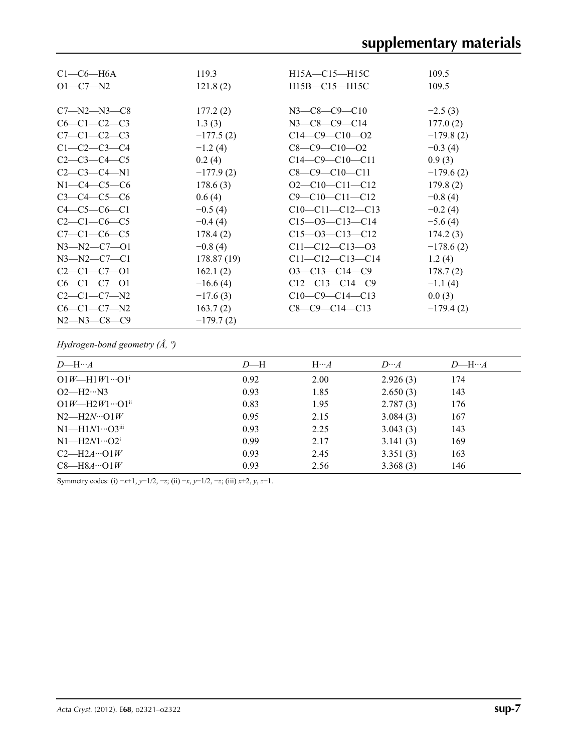| | | | |
|---|---|---|---|
| C1—C6—H6A | 119.3 | H15A—C15—H15C | 109.5 |
| O1—C7—N2 | 121.8 (2) | H15B—C15—H15C | 109.5 |
| | | | |
| C7—N2—N3—C8 | 177.2 (2) | N3—C8—C9—C10 | −2.5 (3) |
| C6—C1—C2—C3 | 1.3 (3) | N3—C8—C9—C14 | 177.0 (2) |
| C7—C1—C2—C3 | −177.5 (2) | C14—C9—C10—O2 | −179.8 (2) |
| C1—C2—C3—C4 | −1.2 (4) | C8—C9—C10—O2 | −0.3 (4) |
| C2—C3—C4—C5 | 0.2 (4) | C14—C9—C10—C11 | 0.9 (3) |
| C2—C3—C4—N1 | −177.9 (2) | C8—C9—C10—C11 | −179.6 (2) |
| N1—C4—C5—C6 | 178.6 (3) | O2—C10—C11—C12 | 179.8 (2) |
| C3—C4—C5—C6 | 0.6 (4) | C9—C10—C11—C12 | −0.8 (4) |
| C4—C5—C6—C1 | −0.5 (4) | C10—C11—C12—C13 | −0.2 (4) |
| C2—C1—C6—C5 | −0.4 (4) | C15—O3—C13—C14 | −5.6 (4) |
| C7—C1—C6—C5 | 178.4 (2) | C15—O3—C13—C12 | 174.2 (3) |
| N3—N2—C7—O1 | −0.8 (4) | C11—C12—C13—O3 | −178.6 (2) |
| N3—N2—C7—C1 | 178.87 (19) | C11—C12—C13—C14 | 1.2 (4) |
| C2—C1—C7—O1 | 162.1 (2) | O3—C13—C14—C9 | 178.7 (2) |
| C6—C1—C7—O1 | −16.6 (4) | C12—C13—C14—C9 | −1.1 (4) |
| C2—C1—C7—N2 | −17.6 (3) | C10—C9—C14—C13 | 0.0 (3) |
| C6—C1—C7—N2 | 163.7 (2) | C8—C9—C14—C13 | −179.4 (2) |
| N2—N3—C8—C9 | −179.7 (2) | | |

*Hydrogen-bond geometry (Å, º)*

| *D*—H···*A* | *D*—H | H···*A* | *D*···*A* | *D*—H···*A* |
|---|---|---|---|---|
| O1*W*—H1*W*1···O1[i] | 0.92 | 2.00 | 2.926 (3) | 174 |
| O2—H2···N3 | 0.93 | 1.85 | 2.650 (3) | 143 |
| O1*W*—H2*W*1···O1[ii] | 0.83 | 1.95 | 2.787 (3) | 176 |
| N2—H2*N*···O1*W* | 0.95 | 2.15 | 3.084 (3) | 167 |
| N1—H1*N*1···O3[iii] | 0.93 | 2.25 | 3.043 (3) | 143 |
| N1—H2*N*1···O2[i] | 0.99 | 2.17 | 3.141 (3) | 169 |
| C2—H2*A*···O1*W* | 0.93 | 2.45 | 3.351 (3) | 163 |
| C8—H8*A*···O1*W* | 0.93 | 2.56 | 3.368 (3) | 146 |

Symmetry codes: (i) −*x*+1, *y*−1/2, −*z*; (ii) −*x*, *y*−1/2, −*z*; (iii) *x*+2, *y*, *z*−1.